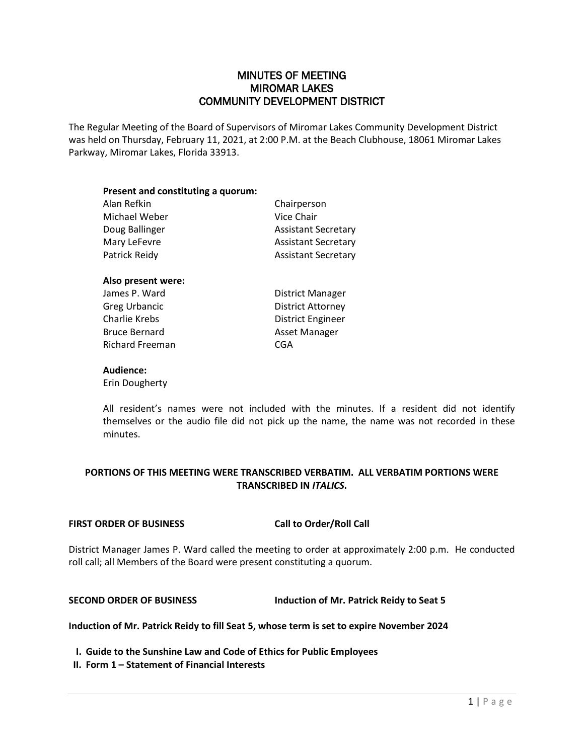# MINUTES OF MEETING
# MIROMAR LAKES
# COMMUNITY DEVELOPMENT DISTRICT

The Regular Meeting of the Board of Supervisors of Miromar Lakes Community Development District was held on Thursday, February 11, 2021, at 2:00 P.M. at the Beach Clubhouse, 18061 Miromar Lakes Parkway, Miromar Lakes, Florida 33913.

**Present and constituting a quorum:**

| | |
|---|---|
| Alan Refkin | Chairperson |
| Michael Weber | Vice Chair |
| Doug Ballinger | Assistant Secretary |
| Mary LeFevre | Assistant Secretary |
| Patrick Reidy | Assistant Secretary |

**Also present were:**

| | |
|---|---|
| James P. Ward | District Manager |
| Greg Urbancic | District Attorney |
| Charlie Krebs | District Engineer |
| Bruce Bernard | Asset Manager |
| Richard Freeman | CGA |

**Audience:**

Erin Dougherty

All resident's names were not included with the minutes. If a resident did not identify themselves or the audio file did not pick up the name, the name was not recorded in these minutes.

**PORTIONS OF THIS MEETING WERE TRANSCRIBED VERBATIM. ALL VERBATIM PORTIONS WERE TRANSCRIBED IN *ITALICS*.**

**FIRST ORDER OF BUSINESS** **Call to Order/Roll Call**

District Manager James P. Ward called the meeting to order at approximately 2:00 p.m. He conducted roll call; all Members of the Board were present constituting a quorum.

**SECOND ORDER OF BUSINESS** **Induction of Mr. Patrick Reidy to Seat 5**

**Induction of Mr. Patrick Reidy to fill Seat 5, whose term is set to expire November 2024**

- **I. Guide to the Sunshine Law and Code of Ethics for Public Employees**
- **II. Form 1 – Statement of Financial Interests**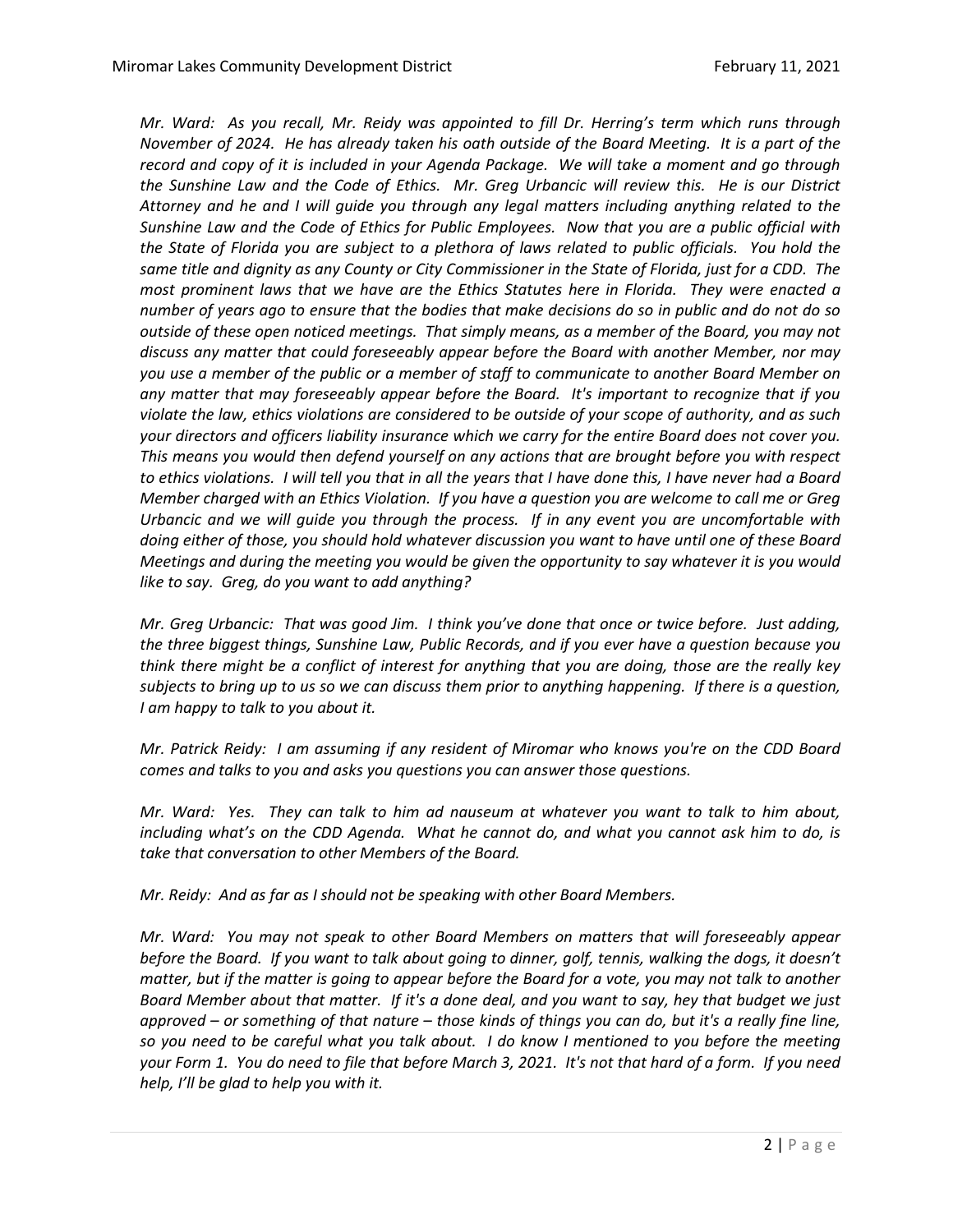*Mr. Ward: As you recall, Mr. Reidy was appointed to fill Dr. Herring's term which runs through November of 2024. He has already taken his oath outside of the Board Meeting. It is a part of the record and copy of it is included in your Agenda Package. We will take a moment and go through the Sunshine Law and the Code of Ethics. Mr. Greg Urbancic will review this. He is our District Attorney and he and I will guide you through any legal matters including anything related to the Sunshine Law and the Code of Ethics for Public Employees. Now that you are a public official with the State of Florida you are subject to a plethora of laws related to public officials. You hold the same title and dignity as any County or City Commissioner in the State of Florida, just for a CDD. The most prominent laws that we have are the Ethics Statutes here in Florida. They were enacted a number of years ago to ensure that the bodies that make decisions do so in public and do not do so outside of these open noticed meetings. That simply means, as a member of the Board, you may not discuss any matter that could foreseeably appear before the Board with another Member, nor may you use a member of the public or a member of staff to communicate to another Board Member on any matter that may foreseeably appear before the Board. It's important to recognize that if you violate the law, ethics violations are considered to be outside of your scope of authority, and as such your directors and officers liability insurance which we carry for the entire Board does not cover you. This means you would then defend yourself on any actions that are brought before you with respect to ethics violations. I will tell you that in all the years that I have done this, I have never had a Board Member charged with an Ethics Violation. If you have a question you are welcome to call me or Greg Urbancic and we will guide you through the process. If in any event you are uncomfortable with doing either of those, you should hold whatever discussion you want to have until one of these Board Meetings and during the meeting you would be given the opportunity to say whatever it is you would like to say. Greg, do you want to add anything?*

*Mr. Greg Urbancic: That was good Jim. I think you've done that once or twice before. Just adding, the three biggest things, Sunshine Law, Public Records, and if you ever have a question because you think there might be a conflict of interest for anything that you are doing, those are the really key subjects to bring up to us so we can discuss them prior to anything happening. If there is a question, I am happy to talk to you about it.*

*Mr. Patrick Reidy: I am assuming if any resident of Miromar who knows you're on the CDD Board comes and talks to you and asks you questions you can answer those questions.*

*Mr. Ward: Yes. They can talk to him ad nauseum at whatever you want to talk to him about, including what's on the CDD Agenda. What he cannot do, and what you cannot ask him to do, is take that conversation to other Members of the Board.*

*Mr. Reidy: And as far as I should not be speaking with other Board Members.*

*Mr. Ward: You may not speak to other Board Members on matters that will foreseeably appear before the Board. If you want to talk about going to dinner, golf, tennis, walking the dogs, it doesn't matter, but if the matter is going to appear before the Board for a vote, you may not talk to another Board Member about that matter. If it's a done deal, and you want to say, hey that budget we just approved – or something of that nature – those kinds of things you can do, but it's a really fine line, so you need to be careful what you talk about. I do know I mentioned to you before the meeting your Form 1. You do need to file that before March 3, 2021. It's not that hard of a form. If you need help, I'll be glad to help you with it.*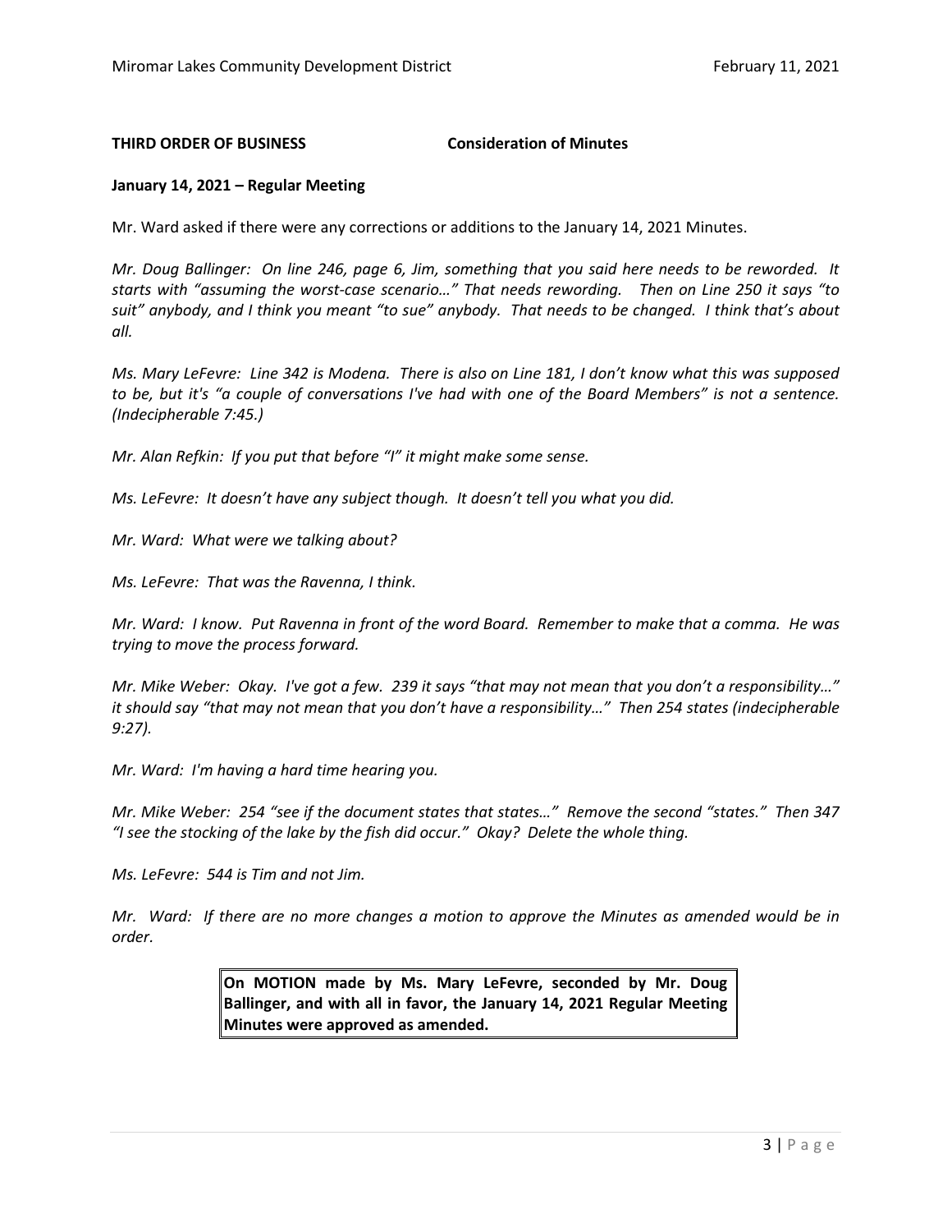**THIRD ORDER OF BUSINESS Consideration of Minutes**

**January 14, 2021 – Regular Meeting**

Mr. Ward asked if there were any corrections or additions to the January 14, 2021 Minutes.

*Mr. Doug Ballinger: On line 246, page 6, Jim, something that you said here needs to be reworded. It starts with "assuming the worst-case scenario…" That needs rewording. Then on Line 250 it says "to suit" anybody, and I think you meant "to sue" anybody. That needs to be changed. I think that's about all.*

*Ms. Mary LeFevre: Line 342 is Modena. There is also on Line 181, I don't know what this was supposed to be, but it's "a couple of conversations I've had with one of the Board Members" is not a sentence. (Indecipherable 7:45.)*

*Mr. Alan Refkin: If you put that before "I" it might make some sense.*

*Ms. LeFevre: It doesn't have any subject though. It doesn't tell you what you did.*

*Mr. Ward: What were we talking about?*

*Ms. LeFevre: That was the Ravenna, I think.*

*Mr. Ward: I know. Put Ravenna in front of the word Board. Remember to make that a comma. He was trying to move the process forward.*

*Mr. Mike Weber: Okay. I've got a few. 239 it says "that may not mean that you don't a responsibility…" it should say "that may not mean that you don't have a responsibility…" Then 254 states (indecipherable 9:27).*

*Mr. Ward: I'm having a hard time hearing you.*

*Mr. Mike Weber: 254 "see if the document states that states…" Remove the second "states." Then 347 "I see the stocking of the lake by the fish did occur." Okay? Delete the whole thing.*

*Ms. LeFevre: 544 is Tim and not Jim.*

*Mr. Ward: If there are no more changes a motion to approve the Minutes as amended would be in order.*

**On MOTION made by Ms. Mary LeFevre, seconded by Mr. Doug Ballinger, and with all in favor, the January 14, 2021 Regular Meeting Minutes were approved as amended.**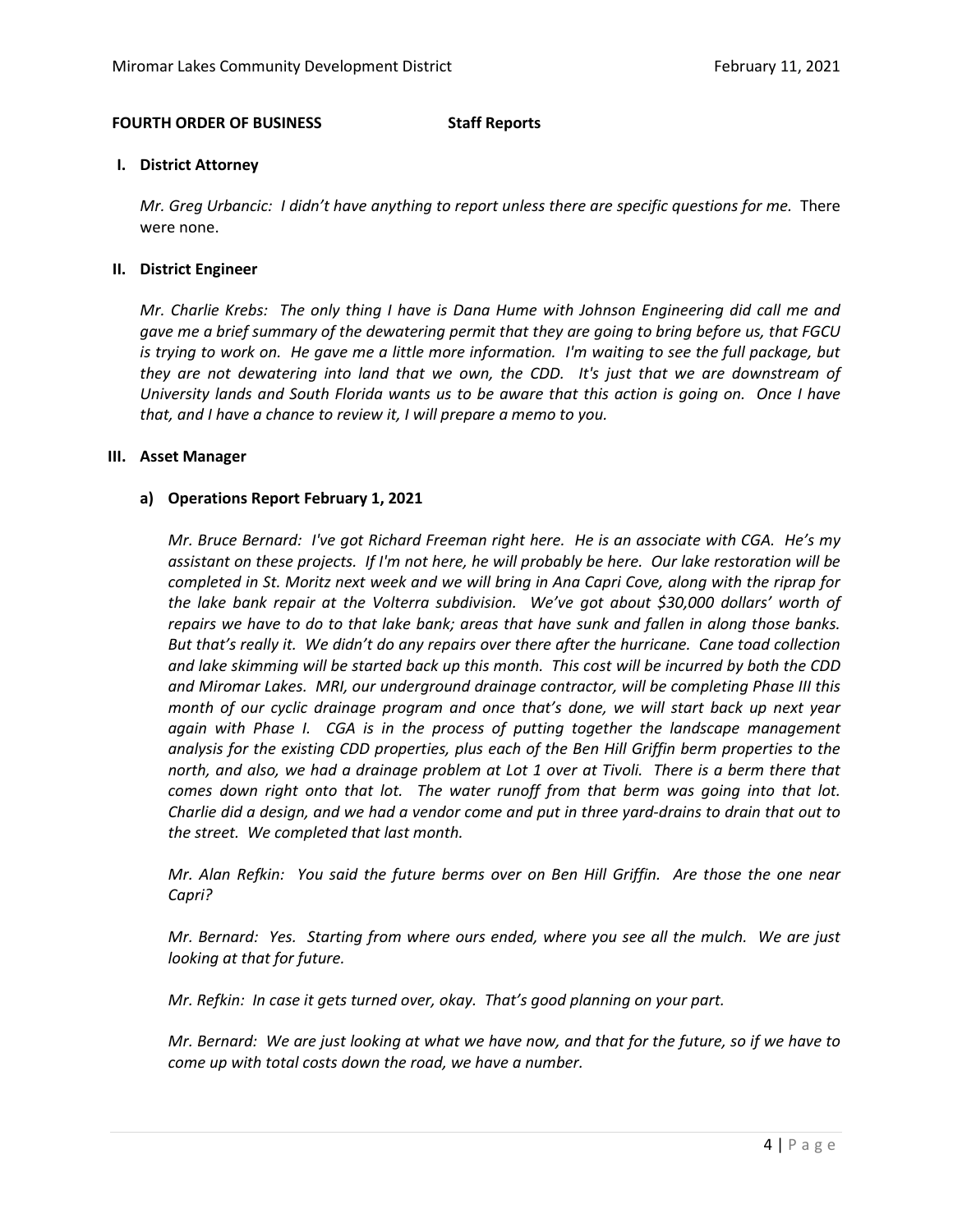**FOURTH ORDER OF BUSINESS** **Staff Reports**

**I. District Attorney**

*Mr. Greg Urbancic: I didn't have anything to report unless there are specific questions for me.* There were none.

**II. District Engineer**

*Mr. Charlie Krebs: The only thing I have is Dana Hume with Johnson Engineering did call me and gave me a brief summary of the dewatering permit that they are going to bring before us, that FGCU is trying to work on. He gave me a little more information. I'm waiting to see the full package, but they are not dewatering into land that we own, the CDD. It's just that we are downstream of University lands and South Florida wants us to be aware that this action is going on. Once I have that, and I have a chance to review it, I will prepare a memo to you.*

**III. Asset Manager**

**a) Operations Report February 1, 2021**

*Mr. Bruce Bernard: I've got Richard Freeman right here. He is an associate with CGA. He's my assistant on these projects. If I'm not here, he will probably be here. Our lake restoration will be completed in St. Moritz next week and we will bring in Ana Capri Cove, along with the riprap for the lake bank repair at the Volterra subdivision. We've got about $30,000 dollars' worth of repairs we have to do to that lake bank; areas that have sunk and fallen in along those banks. But that's really it. We didn't do any repairs over there after the hurricane. Cane toad collection and lake skimming will be started back up this month. This cost will be incurred by both the CDD and Miromar Lakes. MRI, our underground drainage contractor, will be completing Phase III this month of our cyclic drainage program and once that's done, we will start back up next year again with Phase I. CGA is in the process of putting together the landscape management analysis for the existing CDD properties, plus each of the Ben Hill Griffin berm properties to the north, and also, we had a drainage problem at Lot 1 over at Tivoli. There is a berm there that comes down right onto that lot. The water runoff from that berm was going into that lot. Charlie did a design, and we had a vendor come and put in three yard-drains to drain that out to the street. We completed that last month.*

*Mr. Alan Refkin: You said the future berms over on Ben Hill Griffin. Are those the one near Capri?*

*Mr. Bernard: Yes. Starting from where ours ended, where you see all the mulch. We are just looking at that for future.*

*Mr. Refkin: In case it gets turned over, okay. That's good planning on your part.*

*Mr. Bernard: We are just looking at what we have now, and that for the future, so if we have to come up with total costs down the road, we have a number.*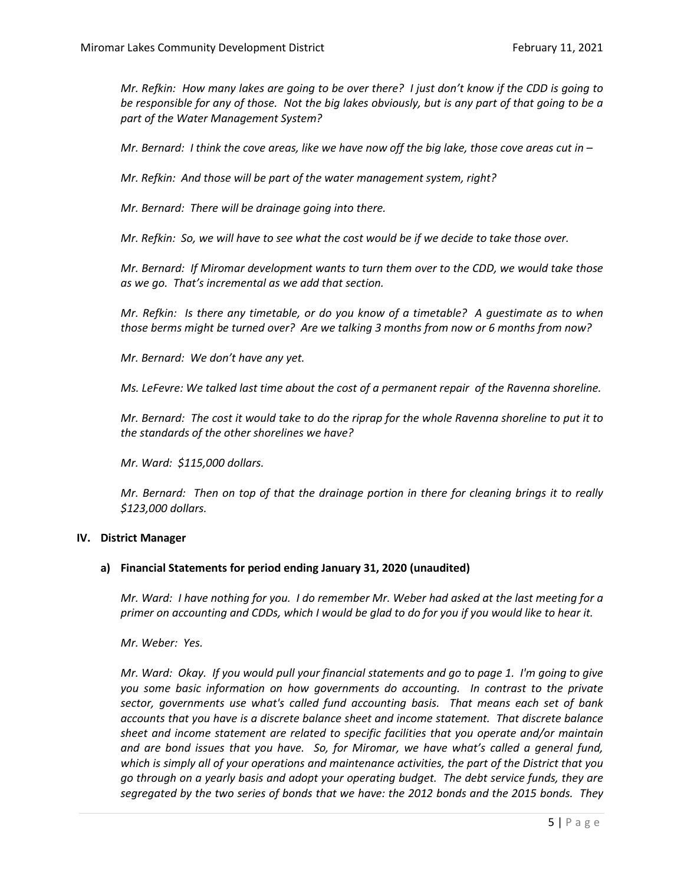*Mr. Refkin: How many lakes are going to be over there? I just don't know if the CDD is going to be responsible for any of those. Not the big lakes obviously, but is any part of that going to be a part of the Water Management System?*

*Mr. Bernard: I think the cove areas, like we have now off the big lake, those cove areas cut in –*

*Mr. Refkin: And those will be part of the water management system, right?*

*Mr. Bernard: There will be drainage going into there.*

*Mr. Refkin: So, we will have to see what the cost would be if we decide to take those over.*

*Mr. Bernard: If Miromar development wants to turn them over to the CDD, we would take those as we go. That's incremental as we add that section.*

*Mr. Refkin: Is there any timetable, or do you know of a timetable? A guestimate as to when those berms might be turned over? Are we talking 3 months from now or 6 months from now?*

*Mr. Bernard: We don't have any yet.*

*Ms. LeFevre: We talked last time about the cost of a permanent repair of the Ravenna shoreline.*

*Mr. Bernard: The cost it would take to do the riprap for the whole Ravenna shoreline to put it to the standards of the other shorelines we have?*

*Mr. Ward: $115,000 dollars.*

*Mr. Bernard: Then on top of that the drainage portion in there for cleaning brings it to really $123,000 dollars.*

## IV. District Manager

### a) Financial Statements for period ending January 31, 2020 (unaudited)

*Mr. Ward: I have nothing for you. I do remember Mr. Weber had asked at the last meeting for a primer on accounting and CDDs, which I would be glad to do for you if you would like to hear it.*

*Mr. Weber: Yes.*

*Mr. Ward: Okay. If you would pull your financial statements and go to page 1. I'm going to give you some basic information on how governments do accounting. In contrast to the private sector, governments use what's called fund accounting basis. That means each set of bank accounts that you have is a discrete balance sheet and income statement. That discrete balance sheet and income statement are related to specific facilities that you operate and/or maintain and are bond issues that you have. So, for Miromar, we have what's called a general fund, which is simply all of your operations and maintenance activities, the part of the District that you go through on a yearly basis and adopt your operating budget. The debt service funds, they are segregated by the two series of bonds that we have: the 2012 bonds and the 2015 bonds. They*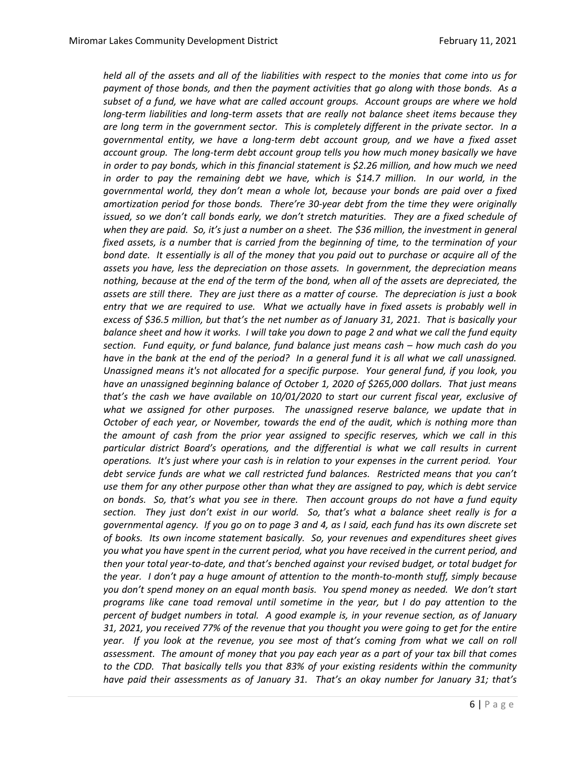*held all of the assets and all of the liabilities with respect to the monies that come into us for payment of those bonds, and then the payment activities that go along with those bonds. As a subset of a fund, we have what are called account groups. Account groups are where we hold long-term liabilities and long-term assets that are really not balance sheet items because they are long term in the government sector. This is completely different in the private sector. In a governmental entity, we have a long-term debt account group, and we have a fixed asset account group. The long-term debt account group tells you how much money basically we have in order to pay bonds, which in this financial statement is $2.26 million, and how much we need in order to pay the remaining debt we have, which is $14.7 million. In our world, in the governmental world, they don't mean a whole lot, because your bonds are paid over a fixed amortization period for those bonds. There're 30-year debt from the time they were originally issued, so we don't call bonds early, we don't stretch maturities. They are a fixed schedule of when they are paid. So, it's just a number on a sheet. The $36 million, the investment in general fixed assets, is a number that is carried from the beginning of time, to the termination of your bond date. It essentially is all of the money that you paid out to purchase or acquire all of the assets you have, less the depreciation on those assets. In government, the depreciation means nothing, because at the end of the term of the bond, when all of the assets are depreciated, the assets are still there. They are just there as a matter of course. The depreciation is just a book entry that we are required to use. What we actually have in fixed assets is probably well in excess of $36.5 million, but that's the net number as of January 31, 2021. That is basically your balance sheet and how it works. I will take you down to page 2 and what we call the fund equity section. Fund equity, or fund balance, fund balance just means cash – how much cash do you have in the bank at the end of the period? In a general fund it is all what we call unassigned. Unassigned means it's not allocated for a specific purpose. Your general fund, if you look, you have an unassigned beginning balance of October 1, 2020 of $265,000 dollars. That just means that's the cash we have available on 10/01/2020 to start our current fiscal year, exclusive of what we assigned for other purposes. The unassigned reserve balance, we update that in October of each year, or November, towards the end of the audit, which is nothing more than the amount of cash from the prior year assigned to specific reserves, which we call in this particular district Board's operations, and the differential is what we call results in current operations. It's just where your cash is in relation to your expenses in the current period. Your debt service funds are what we call restricted fund balances. Restricted means that you can't use them for any other purpose other than what they are assigned to pay, which is debt service on bonds. So, that's what you see in there. Then account groups do not have a fund equity section. They just don't exist in our world. So, that's what a balance sheet really is for a governmental agency. If you go on to page 3 and 4, as I said, each fund has its own discrete set of books. Its own income statement basically. So, your revenues and expenditures sheet gives you what you have spent in the current period, what you have received in the current period, and then your total year-to-date, and that's benched against your revised budget, or total budget for the year. I don't pay a huge amount of attention to the month-to-month stuff, simply because you don't spend money on an equal month basis. You spend money as needed. We don't start programs like cane toad removal until sometime in the year, but I do pay attention to the percent of budget numbers in total. A good example is, in your revenue section, as of January 31, 2021, you received 77% of the revenue that you thought you were going to get for the entire year. If you look at the revenue, you see most of that's coming from what we call on roll assessment. The amount of money that you pay each year as a part of your tax bill that comes to the CDD. That basically tells you that 83% of your existing residents within the community have paid their assessments as of January 31. That's an okay number for January 31; that's*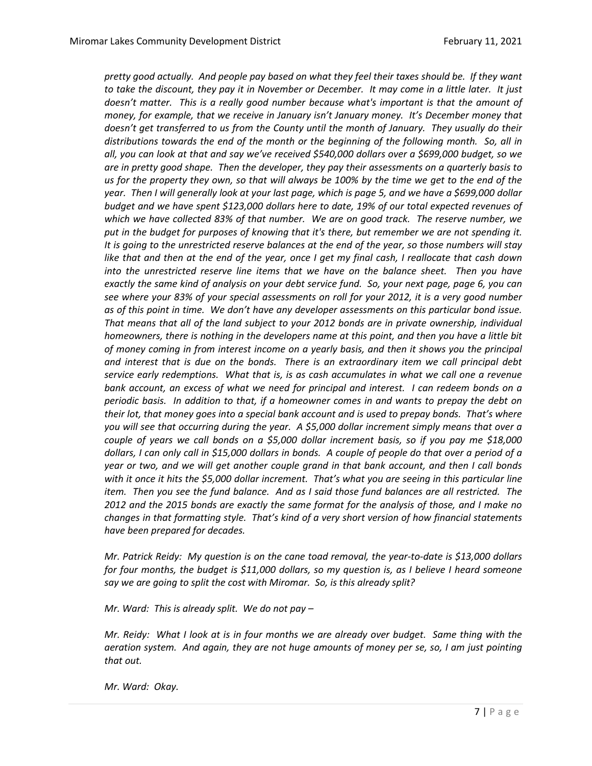*pretty good actually. And people pay based on what they feel their taxes should be. If they want to take the discount, they pay it in November or December. It may come in a little later. It just doesn't matter. This is a really good number because what's important is that the amount of money, for example, that we receive in January isn't January money. It's December money that doesn't get transferred to us from the County until the month of January. They usually do their distributions towards the end of the month or the beginning of the following month. So, all in all, you can look at that and say we've received $540,000 dollars over a $699,000 budget, so we are in pretty good shape. Then the developer, they pay their assessments on a quarterly basis to us for the property they own, so that will always be 100% by the time we get to the end of the year. Then I will generally look at your last page, which is page 5, and we have a $699,000 dollar budget and we have spent $123,000 dollars here to date, 19% of our total expected revenues of which we have collected 83% of that number. We are on good track. The reserve number, we put in the budget for purposes of knowing that it's there, but remember we are not spending it. It is going to the unrestricted reserve balances at the end of the year, so those numbers will stay like that and then at the end of the year, once I get my final cash, I reallocate that cash down into the unrestricted reserve line items that we have on the balance sheet. Then you have exactly the same kind of analysis on your debt service fund. So, your next page, page 6, you can see where your 83% of your special assessments on roll for your 2012, it is a very good number as of this point in time. We don't have any developer assessments on this particular bond issue. That means that all of the land subject to your 2012 bonds are in private ownership, individual homeowners, there is nothing in the developers name at this point, and then you have a little bit of money coming in from interest income on a yearly basis, and then it shows you the principal and interest that is due on the bonds. There is an extraordinary item we call principal debt service early redemptions. What that is, is as cash accumulates in what we call one a revenue bank account, an excess of what we need for principal and interest. I can redeem bonds on a periodic basis. In addition to that, if a homeowner comes in and wants to prepay the debt on their lot, that money goes into a special bank account and is used to prepay bonds. That's where you will see that occurring during the year. A $5,000 dollar increment simply means that over a couple of years we call bonds on a $5,000 dollar increment basis, so if you pay me $18,000 dollars, I can only call in $15,000 dollars in bonds. A couple of people do that over a period of a year or two, and we will get another couple grand in that bank account, and then I call bonds with it once it hits the $5,000 dollar increment. That's what you are seeing in this particular line item. Then you see the fund balance. And as I said those fund balances are all restricted. The 2012 and the 2015 bonds are exactly the same format for the analysis of those, and I make no changes in that formatting style. That's kind of a very short version of how financial statements have been prepared for decades.*

*Mr. Patrick Reidy: My question is on the cane toad removal, the year-to-date is $13,000 dollars for four months, the budget is $11,000 dollars, so my question is, as I believe I heard someone say we are going to split the cost with Miromar. So, is this already split?*

*Mr. Ward: This is already split. We do not pay –*

*Mr. Reidy: What I look at is in four months we are already over budget. Same thing with the aeration system. And again, they are not huge amounts of money per se, so, I am just pointing that out.*

*Mr. Ward: Okay.*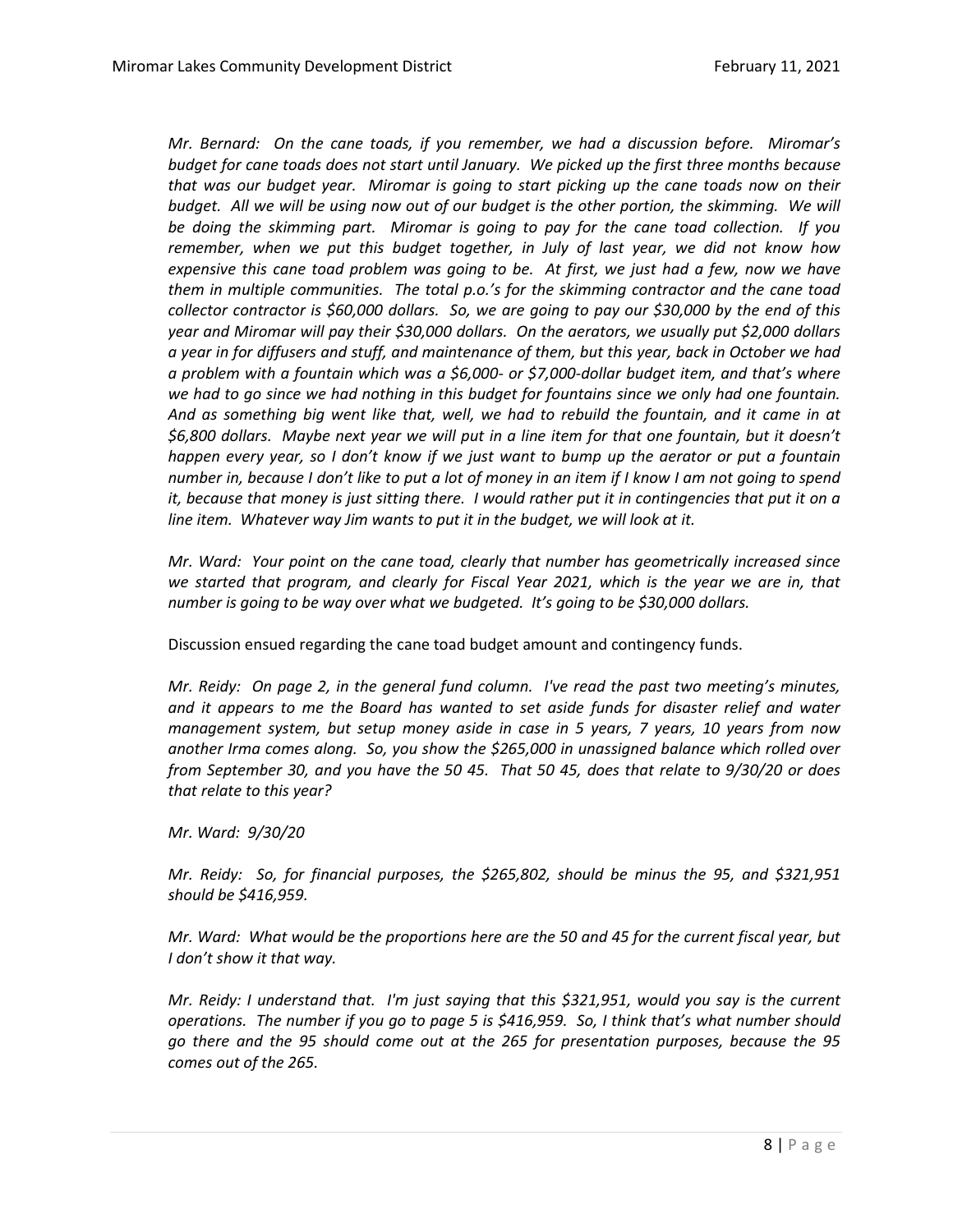*Mr. Bernard: On the cane toads, if you remember, we had a discussion before. Miromar's budget for cane toads does not start until January. We picked up the first three months because that was our budget year. Miromar is going to start picking up the cane toads now on their budget. All we will be using now out of our budget is the other portion, the skimming. We will be doing the skimming part. Miromar is going to pay for the cane toad collection. If you remember, when we put this budget together, in July of last year, we did not know how expensive this cane toad problem was going to be. At first, we just had a few, now we have them in multiple communities. The total p.o.'s for the skimming contractor and the cane toad collector contractor is $60,000 dollars. So, we are going to pay our $30,000 by the end of this year and Miromar will pay their $30,000 dollars. On the aerators, we usually put $2,000 dollars a year in for diffusers and stuff, and maintenance of them, but this year, back in October we had a problem with a fountain which was a $6,000- or $7,000-dollar budget item, and that's where we had to go since we had nothing in this budget for fountains since we only had one fountain. And as something big went like that, well, we had to rebuild the fountain, and it came in at $6,800 dollars. Maybe next year we will put in a line item for that one fountain, but it doesn't happen every year, so I don't know if we just want to bump up the aerator or put a fountain number in, because I don't like to put a lot of money in an item if I know I am not going to spend it, because that money is just sitting there. I would rather put it in contingencies that put it on a line item. Whatever way Jim wants to put it in the budget, we will look at it.*

*Mr. Ward: Your point on the cane toad, clearly that number has geometrically increased since we started that program, and clearly for Fiscal Year 2021, which is the year we are in, that number is going to be way over what we budgeted. It's going to be $30,000 dollars.*

Discussion ensued regarding the cane toad budget amount and contingency funds.

*Mr. Reidy: On page 2, in the general fund column. I've read the past two meeting's minutes, and it appears to me the Board has wanted to set aside funds for disaster relief and water management system, but setup money aside in case in 5 years, 7 years, 10 years from now another Irma comes along. So, you show the $265,000 in unassigned balance which rolled over from September 30, and you have the 50 45. That 50 45, does that relate to 9/30/20 or does that relate to this year?*

*Mr. Ward: 9/30/20*

*Mr. Reidy: So, for financial purposes, the $265,802, should be minus the 95, and $321,951 should be $416,959.*

*Mr. Ward: What would be the proportions here are the 50 and 45 for the current fiscal year, but I don't show it that way.*

*Mr. Reidy: I understand that. I'm just saying that this $321,951, would you say is the current operations. The number if you go to page 5 is $416,959. So, I think that's what number should go there and the 95 should come out at the 265 for presentation purposes, because the 95 comes out of the 265.*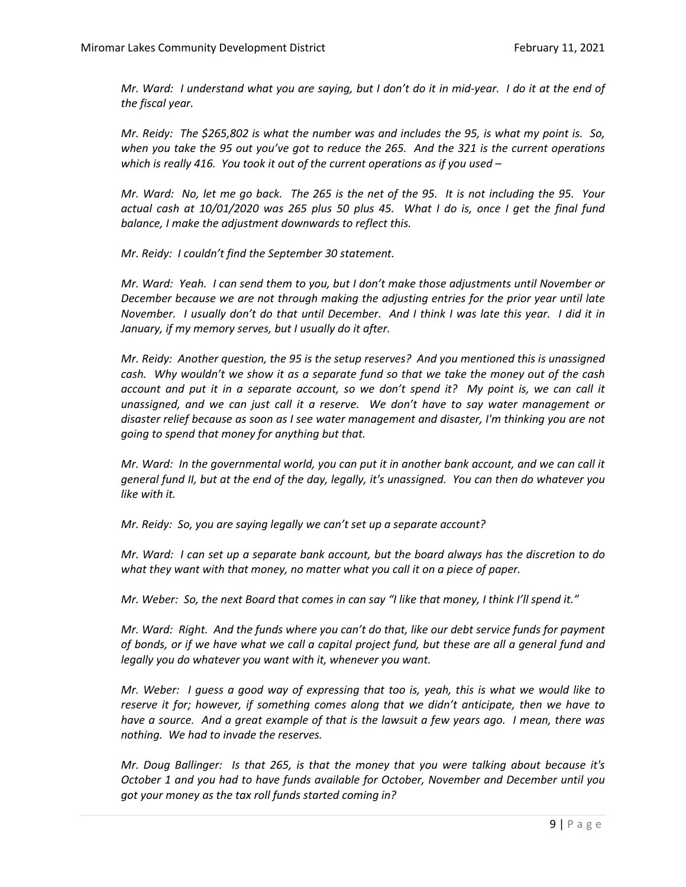*Mr. Ward: I understand what you are saying, but I don't do it in mid-year. I do it at the end of the fiscal year.*

*Mr. Reidy: The $265,802 is what the number was and includes the 95, is what my point is. So, when you take the 95 out you've got to reduce the 265. And the 321 is the current operations which is really 416. You took it out of the current operations as if you used –*

*Mr. Ward: No, let me go back. The 265 is the net of the 95. It is not including the 95. Your actual cash at 10/01/2020 was 265 plus 50 plus 45. What I do is, once I get the final fund balance, I make the adjustment downwards to reflect this.*

*Mr. Reidy: I couldn't find the September 30 statement.*

*Mr. Ward: Yeah. I can send them to you, but I don't make those adjustments until November or December because we are not through making the adjusting entries for the prior year until late November. I usually don't do that until December. And I think I was late this year. I did it in January, if my memory serves, but I usually do it after.*

*Mr. Reidy: Another question, the 95 is the setup reserves? And you mentioned this is unassigned cash. Why wouldn't we show it as a separate fund so that we take the money out of the cash account and put it in a separate account, so we don't spend it? My point is, we can call it unassigned, and we can just call it a reserve. We don't have to say water management or disaster relief because as soon as I see water management and disaster, I'm thinking you are not going to spend that money for anything but that.*

*Mr. Ward: In the governmental world, you can put it in another bank account, and we can call it general fund II, but at the end of the day, legally, it's unassigned. You can then do whatever you like with it.*

*Mr. Reidy: So, you are saying legally we can't set up a separate account?*

*Mr. Ward: I can set up a separate bank account, but the board always has the discretion to do what they want with that money, no matter what you call it on a piece of paper.*

*Mr. Weber: So, the next Board that comes in can say "I like that money, I think I'll spend it."*

*Mr. Ward: Right. And the funds where you can't do that, like our debt service funds for payment of bonds, or if we have what we call a capital project fund, but these are all a general fund and legally you do whatever you want with it, whenever you want.*

*Mr. Weber: I guess a good way of expressing that too is, yeah, this is what we would like to reserve it for; however, if something comes along that we didn't anticipate, then we have to have a source. And a great example of that is the lawsuit a few years ago. I mean, there was nothing. We had to invade the reserves.*

*Mr. Doug Ballinger: Is that 265, is that the money that you were talking about because it's October 1 and you had to have funds available for October, November and December until you got your money as the tax roll funds started coming in?*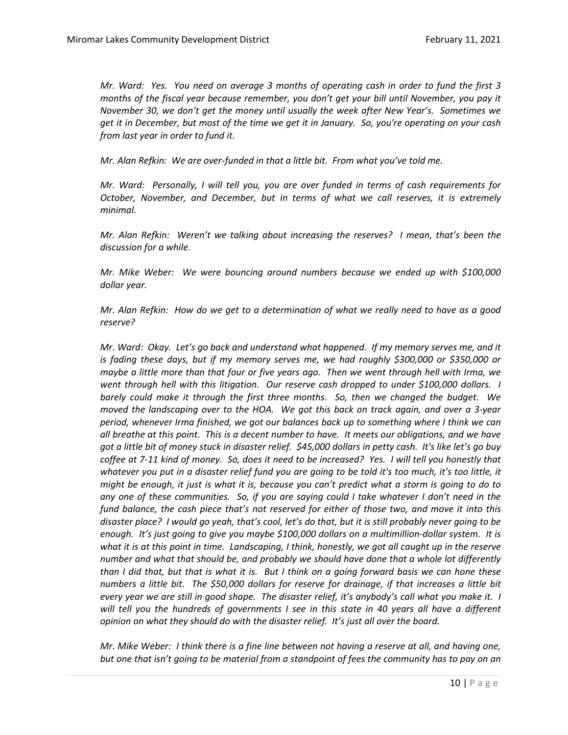*Mr. Ward: Yes. You need on average 3 months of operating cash in order to fund the first 3 months of the fiscal year because remember, you don't get your bill until November, you pay it November 30, we don't get the money until usually the week after New Year's. Sometimes we get it in December, but most of the time we get it in January. So, you're operating on your cash from last year in order to fund it.*

*Mr. Alan Refkin: We are over-funded in that a little bit. From what you've told me.*

*Mr. Ward: Personally, I will tell you, you are over funded in terms of cash requirements for October, November, and December, but in terms of what we call reserves, it is extremely minimal.*

*Mr. Alan Refkin: Weren't we talking about increasing the reserves? I mean, that's been the discussion for a while.*

*Mr. Mike Weber: We were bouncing around numbers because we ended up with $100,000 dollar year.*

*Mr. Alan Refkin: How do we get to a determination of what we really need to have as a good reserve?*

*Mr. Ward: Okay. Let's go back and understand what happened. If my memory serves me, and it is fading these days, but if my memory serves me, we had roughly $300,000 or $350,000 or maybe a little more than that four or five years ago. Then we went through hell with Irma, we went through hell with this litigation. Our reserve cash dropped to under $100,000 dollars. I barely could make it through the first three months. So, then we changed the budget. We moved the landscaping over to the HOA. We got this back on track again, and over a 3-year period, whenever Irma finished, we got our balances back up to something where I think we can all breathe at this point. This is a decent number to have. It meets our obligations, and we have got a little bit of money stuck in disaster relief. $45,000 dollars in petty cash. It's like let's go buy coffee at 7-11 kind of money. So, does it need to be increased? Yes. I will tell you honestly that whatever you put in a disaster relief fund you are going to be told it's too much, it's too little, it might be enough, it just is what it is, because you can't predict what a storm is going to do to any one of these communities. So, if you are saying could I take whatever I don't need in the fund balance, the cash piece that's not reserved for either of those two, and move it into this disaster place? I would go yeah, that's cool, let's do that, but it is still probably never going to be enough. It's just going to give you maybe $100,000 dollars on a multimillion-dollar system. It is what it is at this point in time. Landscaping, I think, honestly, we got all caught up in the reserve number and what that should be, and probably we should have done that a whole lot differently than I did that, but that is what it is. But I think on a going forward basis we can hone these numbers a little bit. The $50,000 dollars for reserve for drainage, if that increases a little bit every year we are still in good shape. The disaster relief, it's anybody's call what you make it. I will tell you the hundreds of governments I see in this state in 40 years all have a different opinion on what they should do with the disaster relief. It's just all over the board.*

*Mr. Mike Weber: I think there is a fine line between not having a reserve at all, and having one, but one that isn't going to be material from a standpoint of fees the community has to pay on an*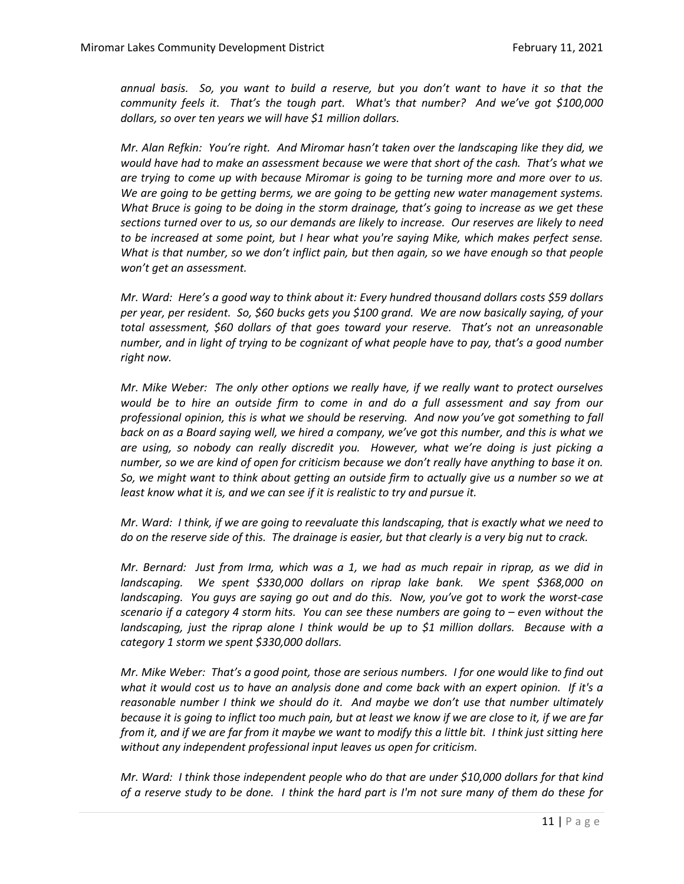*annual basis. So, you want to build a reserve, but you don't want to have it so that the community feels it. That's the tough part. What's that number? And we've got $100,000 dollars, so over ten years we will have $1 million dollars.*

*Mr. Alan Refkin: You're right. And Miromar hasn't taken over the landscaping like they did, we would have had to make an assessment because we were that short of the cash. That's what we are trying to come up with because Miromar is going to be turning more and more over to us. We are going to be getting berms, we are going to be getting new water management systems. What Bruce is going to be doing in the storm drainage, that's going to increase as we get these sections turned over to us, so our demands are likely to increase. Our reserves are likely to need to be increased at some point, but I hear what you're saying Mike, which makes perfect sense. What is that number, so we don't inflict pain, but then again, so we have enough so that people won't get an assessment.*

*Mr. Ward: Here's a good way to think about it: Every hundred thousand dollars costs $59 dollars per year, per resident. So, $60 bucks gets you $100 grand. We are now basically saying, of your total assessment, $60 dollars of that goes toward your reserve. That's not an unreasonable number, and in light of trying to be cognizant of what people have to pay, that's a good number right now.*

*Mr. Mike Weber: The only other options we really have, if we really want to protect ourselves would be to hire an outside firm to come in and do a full assessment and say from our professional opinion, this is what we should be reserving. And now you've got something to fall back on as a Board saying well, we hired a company, we've got this number, and this is what we are using, so nobody can really discredit you. However, what we're doing is just picking a number, so we are kind of open for criticism because we don't really have anything to base it on. So, we might want to think about getting an outside firm to actually give us a number so we at least know what it is, and we can see if it is realistic to try and pursue it.*

*Mr. Ward: I think, if we are going to reevaluate this landscaping, that is exactly what we need to do on the reserve side of this. The drainage is easier, but that clearly is a very big nut to crack.*

*Mr. Bernard: Just from Irma, which was a 1, we had as much repair in riprap, as we did in landscaping. We spent $330,000 dollars on riprap lake bank. We spent $368,000 on landscaping. You guys are saying go out and do this. Now, you've got to work the worst-case scenario if a category 4 storm hits. You can see these numbers are going to – even without the landscaping, just the riprap alone I think would be up to $1 million dollars. Because with a category 1 storm we spent $330,000 dollars.*

*Mr. Mike Weber: That's a good point, those are serious numbers. I for one would like to find out what it would cost us to have an analysis done and come back with an expert opinion. If it's a reasonable number I think we should do it. And maybe we don't use that number ultimately because it is going to inflict too much pain, but at least we know if we are close to it, if we are far from it, and if we are far from it maybe we want to modify this a little bit. I think just sitting here without any independent professional input leaves us open for criticism.*

*Mr. Ward: I think those independent people who do that are under $10,000 dollars for that kind of a reserve study to be done. I think the hard part is I'm not sure many of them do these for*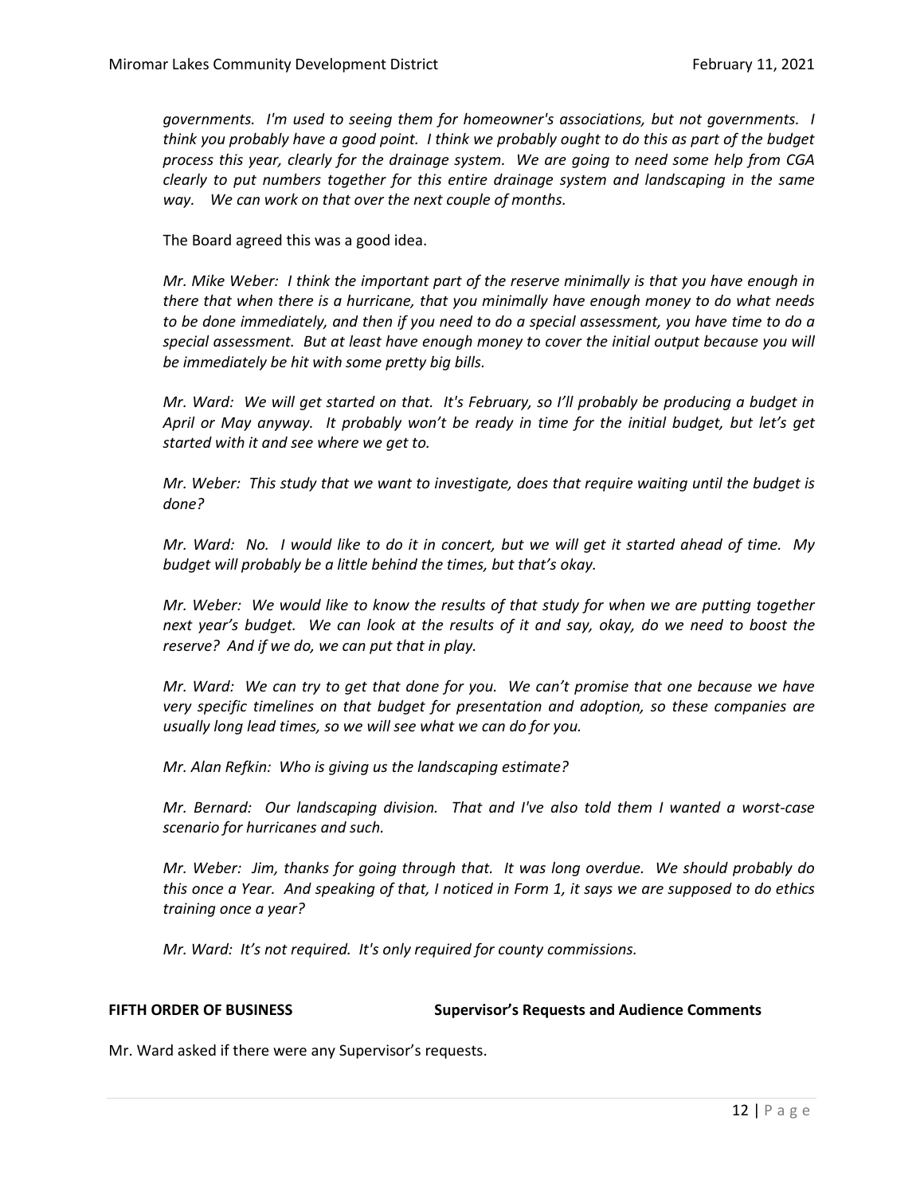*governments. I'm used to seeing them for homeowner's associations, but not governments. I think you probably have a good point. I think we probably ought to do this as part of the budget process this year, clearly for the drainage system. We are going to need some help from CGA clearly to put numbers together for this entire drainage system and landscaping in the same way. We can work on that over the next couple of months.*

The Board agreed this was a good idea.

*Mr. Mike Weber: I think the important part of the reserve minimally is that you have enough in there that when there is a hurricane, that you minimally have enough money to do what needs to be done immediately, and then if you need to do a special assessment, you have time to do a special assessment. But at least have enough money to cover the initial output because you will be immediately be hit with some pretty big bills.*

*Mr. Ward: We will get started on that. It's February, so I'll probably be producing a budget in April or May anyway. It probably won't be ready in time for the initial budget, but let's get started with it and see where we get to.*

*Mr. Weber: This study that we want to investigate, does that require waiting until the budget is done?*

*Mr. Ward: No. I would like to do it in concert, but we will get it started ahead of time. My budget will probably be a little behind the times, but that's okay.*

*Mr. Weber: We would like to know the results of that study for when we are putting together next year's budget. We can look at the results of it and say, okay, do we need to boost the reserve? And if we do, we can put that in play.*

*Mr. Ward: We can try to get that done for you. We can't promise that one because we have very specific timelines on that budget for presentation and adoption, so these companies are usually long lead times, so we will see what we can do for you.*

*Mr. Alan Refkin: Who is giving us the landscaping estimate?*

*Mr. Bernard: Our landscaping division. That and I've also told them I wanted a worst-case scenario for hurricanes and such.*

*Mr. Weber: Jim, thanks for going through that. It was long overdue. We should probably do this once a Year. And speaking of that, I noticed in Form 1, it says we are supposed to do ethics training once a year?*

*Mr. Ward: It's not required. It's only required for county commissions.*

**FIFTH ORDER OF BUSINESS** **Supervisor's Requests and Audience Comments**

Mr. Ward asked if there were any Supervisor's requests.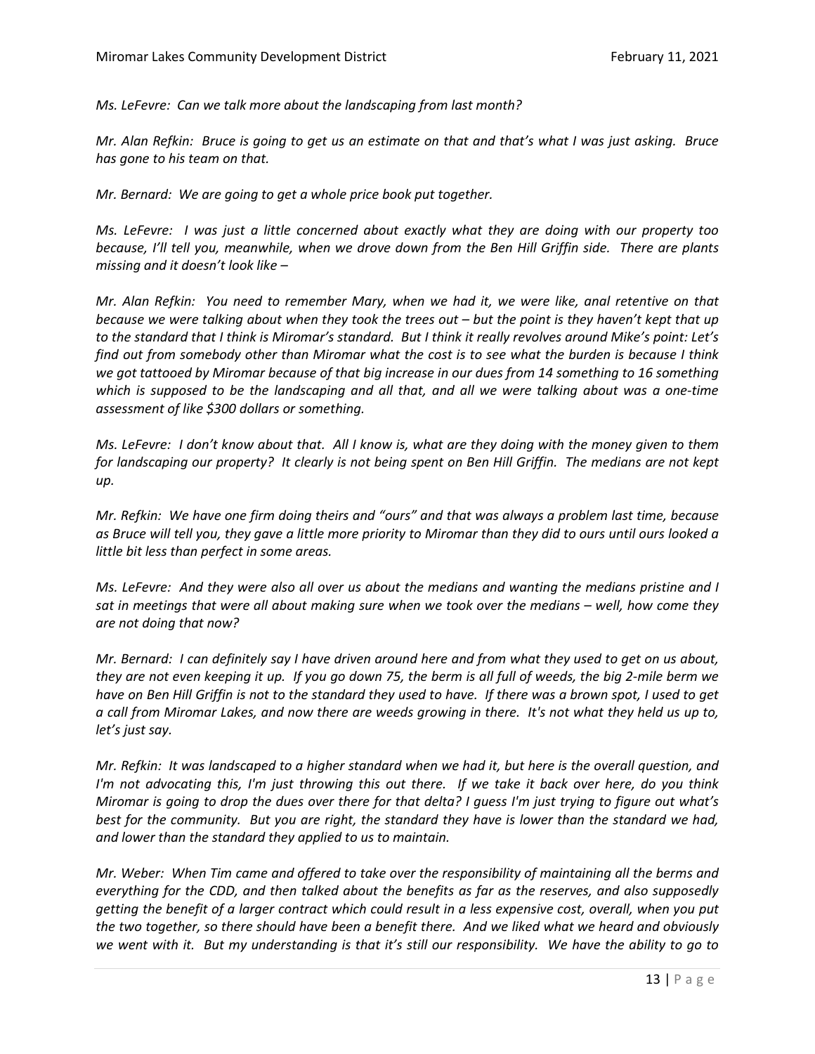*Ms. LeFevre: Can we talk more about the landscaping from last month?*

*Mr. Alan Refkin: Bruce is going to get us an estimate on that and that's what I was just asking. Bruce has gone to his team on that.*

*Mr. Bernard: We are going to get a whole price book put together.*

*Ms. LeFevre: I was just a little concerned about exactly what they are doing with our property too because, I'll tell you, meanwhile, when we drove down from the Ben Hill Griffin side. There are plants missing and it doesn't look like –*

*Mr. Alan Refkin: You need to remember Mary, when we had it, we were like, anal retentive on that because we were talking about when they took the trees out – but the point is they haven't kept that up to the standard that I think is Miromar's standard. But I think it really revolves around Mike's point: Let's find out from somebody other than Miromar what the cost is to see what the burden is because I think we got tattooed by Miromar because of that big increase in our dues from 14 something to 16 something which is supposed to be the landscaping and all that, and all we were talking about was a one-time assessment of like $300 dollars or something.*

*Ms. LeFevre: I don't know about that. All I know is, what are they doing with the money given to them for landscaping our property? It clearly is not being spent on Ben Hill Griffin. The medians are not kept up.*

*Mr. Refkin: We have one firm doing theirs and "ours" and that was always a problem last time, because as Bruce will tell you, they gave a little more priority to Miromar than they did to ours until ours looked a little bit less than perfect in some areas.*

*Ms. LeFevre: And they were also all over us about the medians and wanting the medians pristine and I sat in meetings that were all about making sure when we took over the medians – well, how come they are not doing that now?*

*Mr. Bernard: I can definitely say I have driven around here and from what they used to get on us about, they are not even keeping it up. If you go down 75, the berm is all full of weeds, the big 2-mile berm we have on Ben Hill Griffin is not to the standard they used to have. If there was a brown spot, I used to get a call from Miromar Lakes, and now there are weeds growing in there. It's not what they held us up to, let's just say.*

*Mr. Refkin: It was landscaped to a higher standard when we had it, but here is the overall question, and I'm not advocating this, I'm just throwing this out there. If we take it back over here, do you think Miromar is going to drop the dues over there for that delta? I guess I'm just trying to figure out what's best for the community. But you are right, the standard they have is lower than the standard we had, and lower than the standard they applied to us to maintain.*

*Mr. Weber: When Tim came and offered to take over the responsibility of maintaining all the berms and everything for the CDD, and then talked about the benefits as far as the reserves, and also supposedly getting the benefit of a larger contract which could result in a less expensive cost, overall, when you put the two together, so there should have been a benefit there. And we liked what we heard and obviously we went with it. But my understanding is that it's still our responsibility. We have the ability to go to*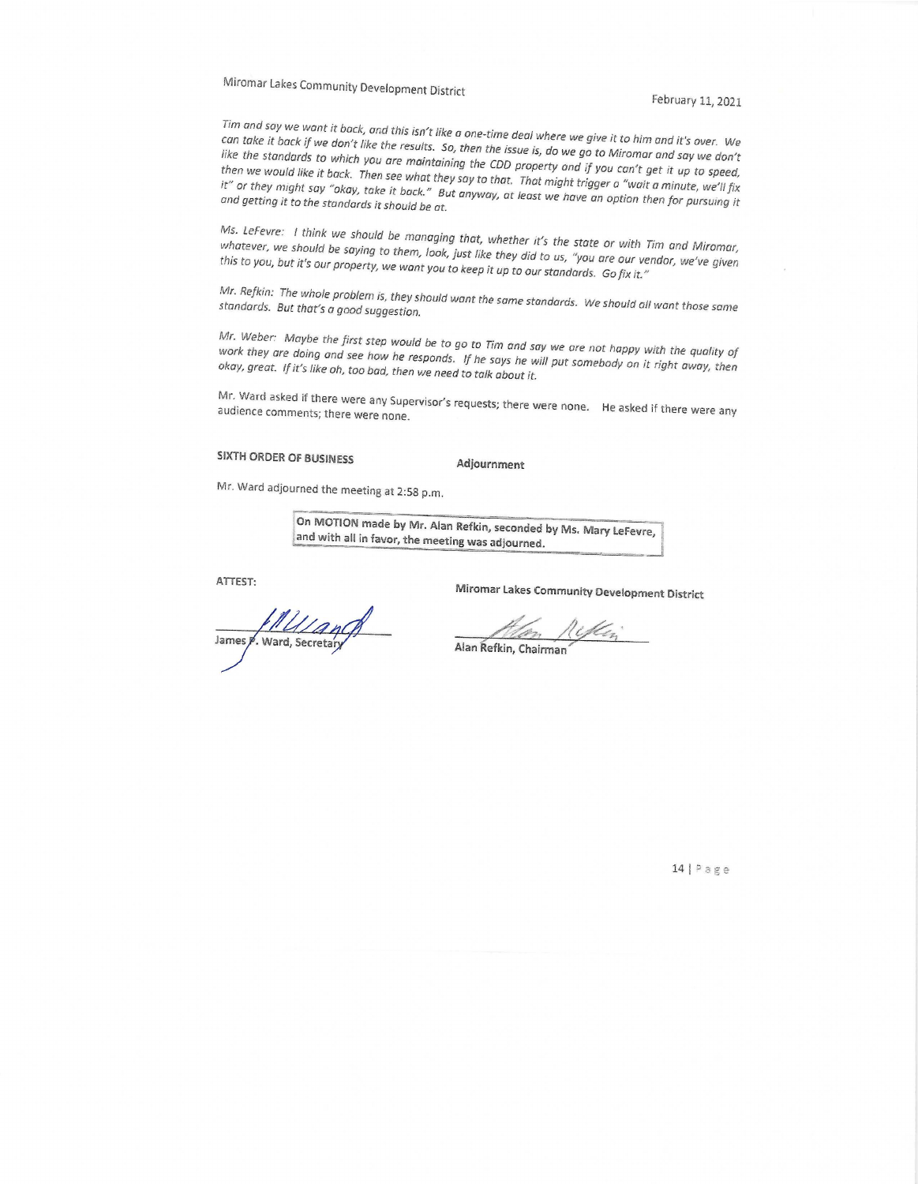*Tim and say we want it back, and this isn't like a one-time deal where we give it to him and it's over. We can take it back if we don't like the results. So, then the issue is, do we go to Miromar and say we don't like the standards to which you are maintaining the CDD property and if you can't get it up to speed, then we would like it back. Then see what they say to that. That might trigger a "wait a minute, we'll fix it" or they might say "okay, take it back." But anyway, at least we have an option then for pursuing it and getting it to the standards it should be at.*

*Ms. LeFevre: I think we should be managing that, whether it's the state or with Tim and Miromar, whatever, we should be saying to them, look, just like they did to us, "you are our vendor, we've given this to you, but it's our property, we want you to keep it up to our standards. Go fix it."*

*Mr. Refkin: The whole problem is, they should want the same standards. We should all want those same standards. But that's a good suggestion.*

*Mr. Weber: Maybe the first step would be to go to Tim and say we are not happy with the quality of work they are doing and see how he responds. If he says he will put somebody on it right away, then okay, great. If it's like oh, too bad, then we need to talk about it.*

Mr. Ward asked if there were any Supervisor's requests; there were none. He asked if there were any audience comments; there were none.

**SIXTH ORDER OF BUSINESS** **Adjournment**

Mr. Ward adjourned the meeting at 2:58 p.m.

> **On MOTION made by Mr. Alan Refkin, seconded by Ms. Mary LeFevre, and with all in favor, the meeting was adjourned.**

ATTEST:

James P. Ward, Secretary

Miromar Lakes Community Development District

Alan Refkin, Chairman